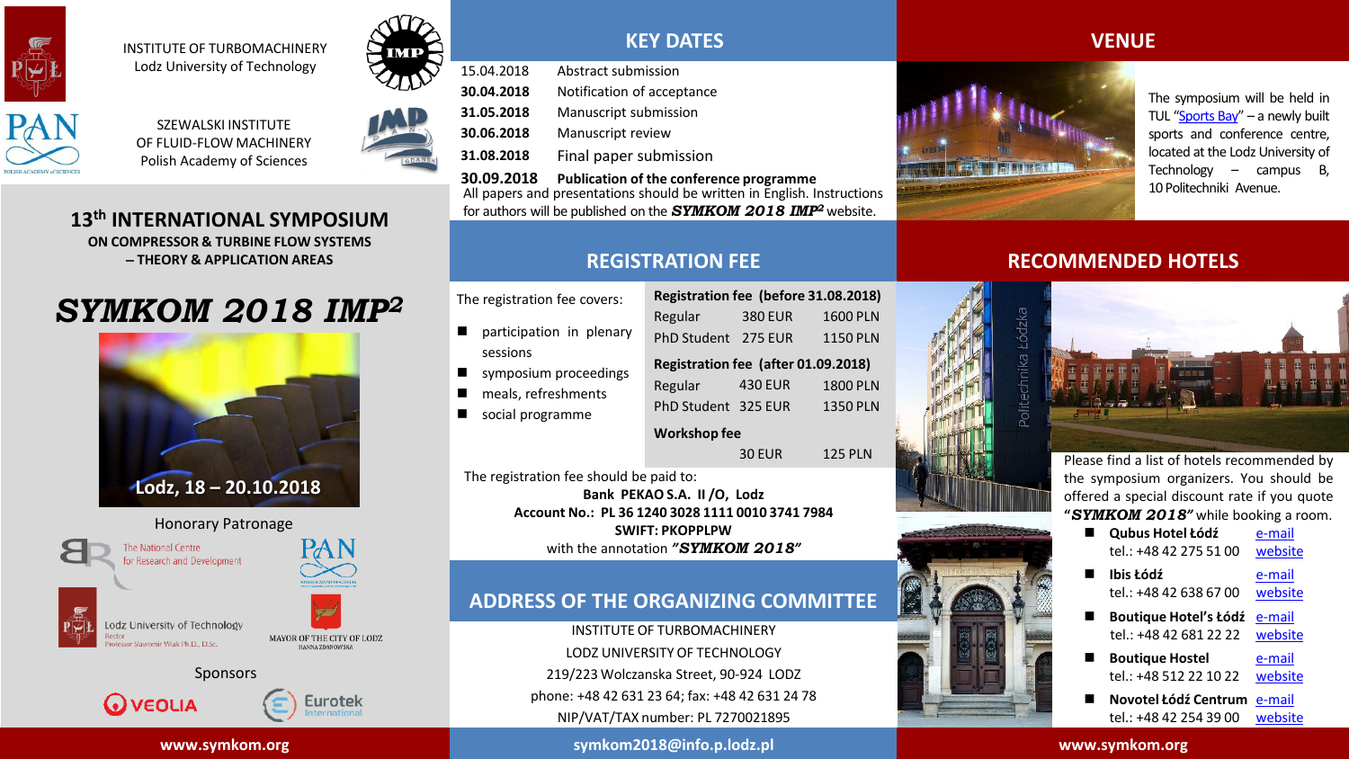INSTITUTE OF TURBOMACHINERY
Lodz University of Technology

SZEWALSKI INSTITUTE
OF FLUID-FLOW MACHINERY
Polish Academy of Sciences

# 13th INTERNATIONAL SYMPOSIUM

### ON COMPRESSOR & TURBINE FLOW SYSTEMS – THEORY & APPLICATION AREAS

# *SYMKOM 2018 IMP²*

Lodz, 18 – 20.10.2018

Honorary Patronage

The National Centre for Research and Development

Lodz University of Technology
Rector
Professor Sławomir Wiak Ph.D., D.Sc.

MAYOR OF THE CITY OF LODZ
HANNA ZDANOWSKA

Sponsors

VEOLIA

Eurotek International

www.symkom.org

## KEY DATES

| | |
|---|---|
| 15.04.2018 | Abstract submission |
| **30.04.2018** | Notification of acceptance |
| **31.05.2018** | Manuscript submission |
| **30.06.2018** | Manuscript review |
| **31.08.2018** | Final paper submission |
| **30.09.2018** | **Publication of the conference programme** |

All papers and presentations should be written in English. Instructions for authors will be published on the ***SYMKOM 2018 IMP²*** website.

## REGISTRATION FEE

The registration fee covers:

- participation in plenary sessions
- symposium proceedings
- meals, refreshments
- social programme

| **Registration fee (before 31.08.2018)** | | |
|---|---|---|
| Regular | 380 EUR | 1600 PLN |
| PhD Student | 275 EUR | 1150 PLN |
| **Registration fee (after 01.09.2018)** | | |
| Regular | 430 EUR | 1800 PLN |
| PhD Student | 325 EUR | 1350 PLN |
| **Workshop fee** | | |
| | 30 EUR | 125 PLN |

The registration fee should be paid to:

**Bank PEKAO S.A. II /O, Lodz**
**Account No.: PL 36 1240 3028 1111 0010 3741 7984**
**SWIFT: PKOPPLPW**
with the annotation ***"SYMKOM 2018"***

## ADDRESS OF THE ORGANIZING COMMITTEE

INSTITUTE OF TURBOMACHINERY
LODZ UNIVERSITY OF TECHNOLOGY
219/223 Wolczanska Street, 90-924 LODZ
phone: +48 42 631 23 64; fax: +48 42 631 24 78
NIP/VAT/TAX number: PL 7270021895

symkom2018@info.p.lodz.pl

## VENUE

The symposium will be held in TUL "Sports Bay" – a newly built sports and conference centre, located at the Lodz University of Technology – campus B, 10 Politechniki Avenue.

## RECOMMENDED HOTELS

Please find a list of hotels recommended by the symposium organizers. You should be offered a special discount rate if you quote "***SYMKOM 2018***" while booking a room.

- **Qubus Hotel Łódź** e-mail
  tel.: +48 42 275 51 00 website
- **Ibis Łódź** e-mail
  tel.: +48 42 638 67 00 website
- **Boutique Hotel's Łódź** e-mail
  tel.: +48 42 681 22 22 website
- **Boutique Hostel** e-mail
  tel.: +48 512 22 10 22 website
- **Novotel Łódź Centrum** e-mail
  tel.: +48 42 254 39 00 website

www.symkom.org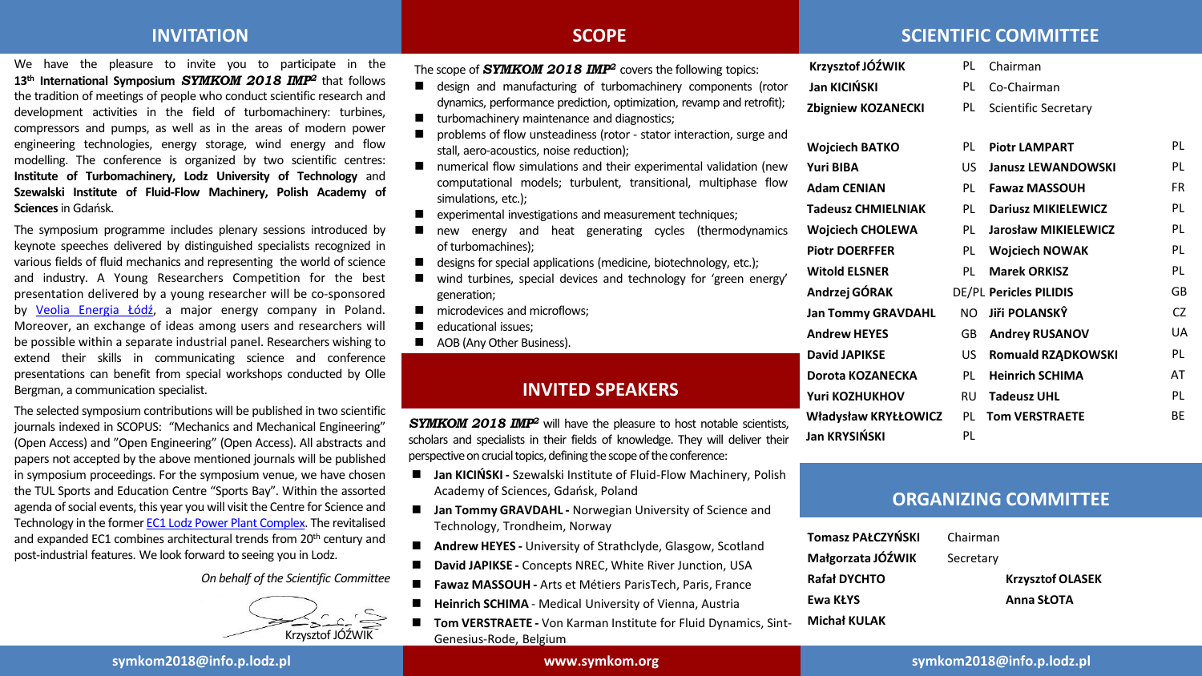## INVITATION

We have the pleasure to invite you to participate in the **13th International Symposium *SYMKOM 2018 IMP²*** that follows the tradition of meetings of people who conduct scientific research and development activities in the field of turbomachinery: turbines, compressors and pumps, as well as in the areas of modern power engineering technologies, energy storage, wind energy and flow modelling. The conference is organized by two scientific centres: **Institute of Turbomachinery, Lodz University of Technology** and **Szewalski Institute of Fluid-Flow Machinery, Polish Academy of Sciences** in Gdańsk.

The symposium programme includes plenary sessions introduced by keynote speeches delivered by distinguished specialists recognized in various fields of fluid mechanics and representing the world of science and industry. A Young Researchers Competition for the best presentation delivered by a young researcher will be co-sponsored by Veolia Energia Łódź, a major energy company in Poland. Moreover, an exchange of ideas among users and researchers will be possible within a separate industrial panel. Researchers wishing to extend their skills in communicating science and conference presentations can benefit from special workshops conducted by Olle Bergman, a communication specialist.

The selected symposium contributions will be published in two scientific journals indexed in SCOPUS: "Mechanics and Mechanical Engineering" (Open Access) and "Open Engineering" (Open Access). All abstracts and papers not accepted by the above mentioned journals will be published in symposium proceedings. For the symposium venue, we have chosen the TUL Sports and Education Centre "Sports Bay". Within the assorted agenda of social events, this year you will visit the Centre for Science and Technology in the former EC1 Lodz Power Plant Complex. The revitalised and expanded EC1 combines architectural trends from 20th century and post-industrial features. We look forward to seeing you in Lodz.

*On behalf of the Scientific Committee*

Krzysztof JÓŹWIK

## SCOPE

The scope of ***SYMKOM 2018 IMP²*** covers the following topics:

- design and manufacturing of turbomachinery components (rotor dynamics, performance prediction, optimization, revamp and retrofit);
- turbomachinery maintenance and diagnostics;
- problems of flow unsteadiness (rotor - stator interaction, surge and stall, aero-acoustics, noise reduction);
- numerical flow simulations and their experimental validation (new computational models; turbulent, transitional, multiphase flow simulations, etc.);
- experimental investigations and measurement techniques;
- new energy and heat generating cycles (thermodynamics of turbomachines);
- designs for special applications (medicine, biotechnology, etc.);
- wind turbines, special devices and technology for 'green energy' generation;
- microdevices and microflows;
- educational issues;
- AOB (Any Other Business).

## INVITED SPEAKERS

***SYMKOM 2018 IMP²*** will have the pleasure to host notable scientists, scholars and specialists in their fields of knowledge. They will deliver their perspective on crucial topics, defining the scope of the conference:

- **Jan KICIŃSKI -** Szewalski Institute of Fluid-Flow Machinery, Polish Academy of Sciences, Gdańsk, Poland
- **Jan Tommy GRAVDAHL -** Norwegian University of Science and Technology, Trondheim, Norway
- **Andrew HEYES -** University of Strathclyde, Glasgow, Scotland
- **David JAPIKSE -** Concepts NREC, White River Junction, USA
- **Fawaz MASSOUH -** Arts et Métiers ParisTech, Paris, France
- **Heinrich SCHIMA** - Medical University of Vienna, Austria
- **Tom VERSTRAETE -** Von Karman Institute for Fluid Dynamics, Sint-Genesius-Rode, Belgium

## SCIENTIFIC COMMITTEE

| | | |
|---|---|---|
| **Krzysztof JÓŹWIK** | PL | Chairman |
| **Jan KICIŃSKI** | PL | Co-Chairman |
| **Zbigniew KOZANECKI** | PL | Scientific Secretary |

| | | | |
|---|---|---|---|
| **Wojciech BATKO** | PL | **Piotr LAMPART** | PL |
| **Yuri BIBA** | US | **Janusz LEWANDOWSKI** | PL |
| **Adam CENIAN** | PL | **Fawaz MASSOUH** | FR |
| **Tadeusz CHMIELNIAK** | PL | **Dariusz MIKIELEWICZ** | PL |
| **Wojciech CHOLEWA** | PL | **Jarosław MIKIELEWICZ** | PL |
| **Piotr DOERFFER** | PL | **Wojciech NOWAK** | PL |
| **Witold ELSNER** | PL | **Marek ORKISZ** | PL |
| **Andrzej GÓRAK** | DE/PL | **Pericles PILIDIS** | GB |
| **Jan Tommy GRAVDAHL** | NO | **Jiři POLANSKÝ** | CZ |
| **Andrew HEYES** | GB | **Andrey RUSANOV** | UA |
| **David JAPIKSE** | US | **Romuald RZĄDKOWSKI** | PL |
| **Dorota KOZANECKA** | PL | **Heinrich SCHIMA** | AT |
| **Yuri KOZHUKHOV** | RU | **Tadeusz UHL** | PL |
| **Władysław KRYŁŁOWICZ** | PL | **Tom VERSTRAETE** | BE |
| **Jan KRYSIŃSKI** | PL | | |

## ORGANIZING COMMITTEE

**Tomasz PAŁCZYŃSKI** Chairman
**Małgorzata JÓŹWIK** Secretary
**Rafał DYCHTO**
**Ewa KŁYS**
**Michał KULAK**
**Krzysztof OLASEK**
**Anna SŁOTA**

symkom2018@info.p.lodz.pl — www.symkom.org — symkom2018@info.p.lodz.pl